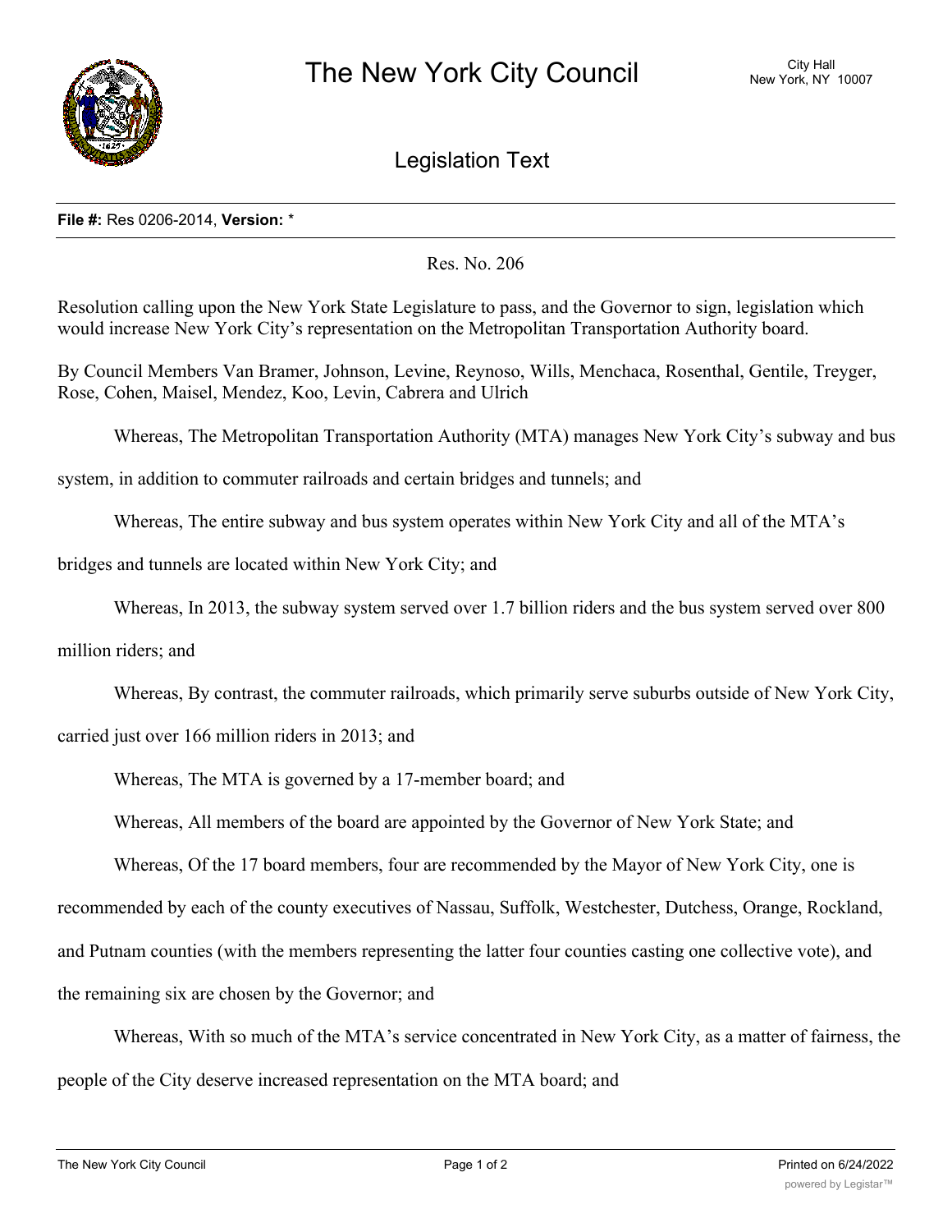# The New York City Council

City Hall
New York, NY 10007

## Legislation Text

**File #:** Res 0206-2014, **Version:** *

Res. No. 206

Resolution calling upon the New York State Legislature to pass, and the Governor to sign, legislation which would increase New York City's representation on the Metropolitan Transportation Authority board.

By Council Members Van Bramer, Johnson, Levine, Reynoso, Wills, Menchaca, Rosenthal, Gentile, Treyger, Rose, Cohen, Maisel, Mendez, Koo, Levin, Cabrera and Ulrich

Whereas, The Metropolitan Transportation Authority (MTA) manages New York City's subway and bus system, in addition to commuter railroads and certain bridges and tunnels; and

Whereas, The entire subway and bus system operates within New York City and all of the MTA's bridges and tunnels are located within New York City; and

Whereas, In 2013, the subway system served over 1.7 billion riders and the bus system served over 800 million riders; and

Whereas, By contrast, the commuter railroads, which primarily serve suburbs outside of New York City, carried just over 166 million riders in 2013; and

Whereas, The MTA is governed by a 17-member board; and

Whereas, All members of the board are appointed by the Governor of New York State; and

Whereas, Of the 17 board members, four are recommended by the Mayor of New York City, one is recommended by each of the county executives of Nassau, Suffolk, Westchester, Dutchess, Orange, Rockland, and Putnam counties (with the members representing the latter four counties casting one collective vote), and the remaining six are chosen by the Governor; and

Whereas, With so much of the MTA's service concentrated in New York City, as a matter of fairness, the people of the City deserve increased representation on the MTA board; and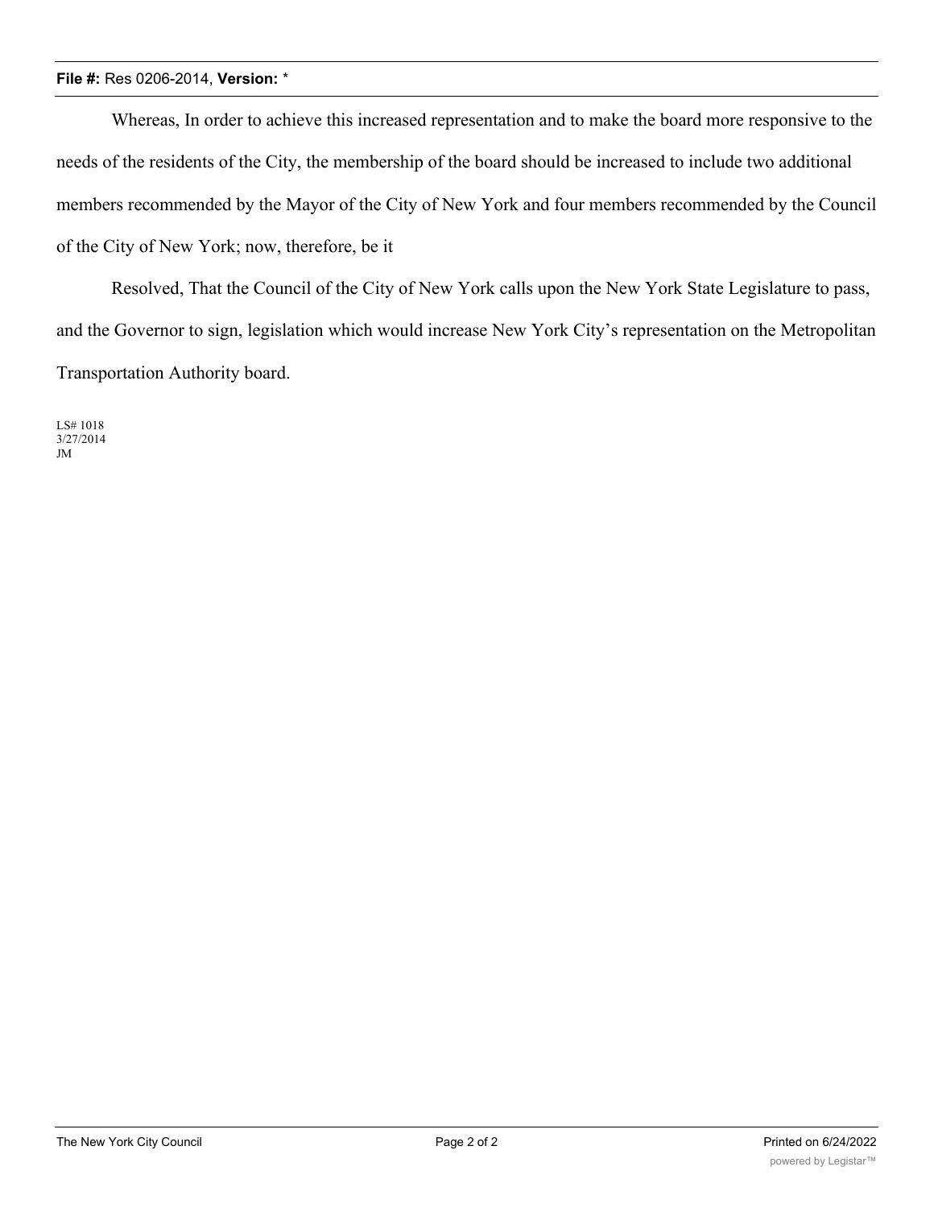Whereas, In order to achieve this increased representation and to make the board more responsive to the needs of the residents of the City, the membership of the board should be increased to include two additional members recommended by the Mayor of the City of New York and four members recommended by the Council of the City of New York; now, therefore, be it

Resolved, That the Council of the City of New York calls upon the New York State Legislature to pass, and the Governor to sign, legislation which would increase New York City's representation on the Metropolitan Transportation Authority board.

LS# 1018
3/27/2014
JM